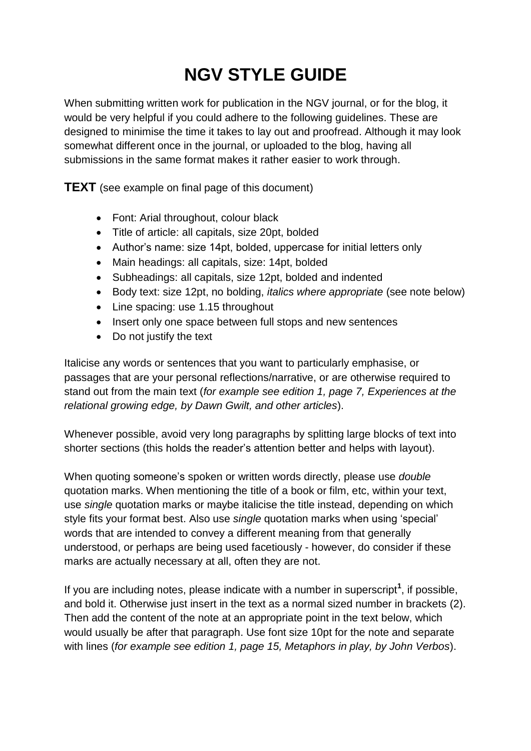# NGV STYLE GUIDE

When submitting written work for publication in the NGV journal, or for the blog, it would be very helpful if you could adhere to the following guidelines. These are designed to minimise the time it takes to lay out and proofread. Although it may look somewhat different once in the journal, or uploaded to the blog, having all submissions in the same format makes it rather easier to work through.

**TEXT** (see example on final page of this document)

- Font: Arial throughout, colour black
- Title of article: all capitals, size 20pt, bolded
- Author's name: size 14pt, bolded, uppercase for initial letters only
- Main headings: all capitals, size: 14pt, bolded
- Subheadings: all capitals, size 12pt, bolded and indented
- Body text: size 12pt, no bolding, *italics where appropriate* (see note below)
- Line spacing: use 1.15 throughout
- Insert only one space between full stops and new sentences
- Do not justify the text

Italicise any words or sentences that you want to particularly emphasise, or passages that are your personal reflections/narrative, or are otherwise required to stand out from the main text (*for example see edition 1, page 7, Experiences at the relational growing edge, by Dawn Gwilt, and other articles*).

Whenever possible, avoid very long paragraphs by splitting large blocks of text into shorter sections (this holds the reader's attention better and helps with layout).

When quoting someone's spoken or written words directly, please use *double* quotation marks. When mentioning the title of a book or film, etc, within your text, use *single* quotation marks or maybe italicise the title instead, depending on which style fits your format best. Also use *single* quotation marks when using 'special' words that are intended to convey a different meaning from that generally understood, or perhaps are being used facetiously - however, do consider if these marks are actually necessary at all, often they are not.

If you are including notes, please indicate with a number in superscript[**1**], if possible, and bold it. Otherwise just insert in the text as a normal sized number in brackets (2). Then add the content of the note at an appropriate point in the text below, which would usually be after that paragraph. Use font size 10pt for the note and separate with lines (*for example see edition 1, page 15, Metaphors in play, by John Verbos*).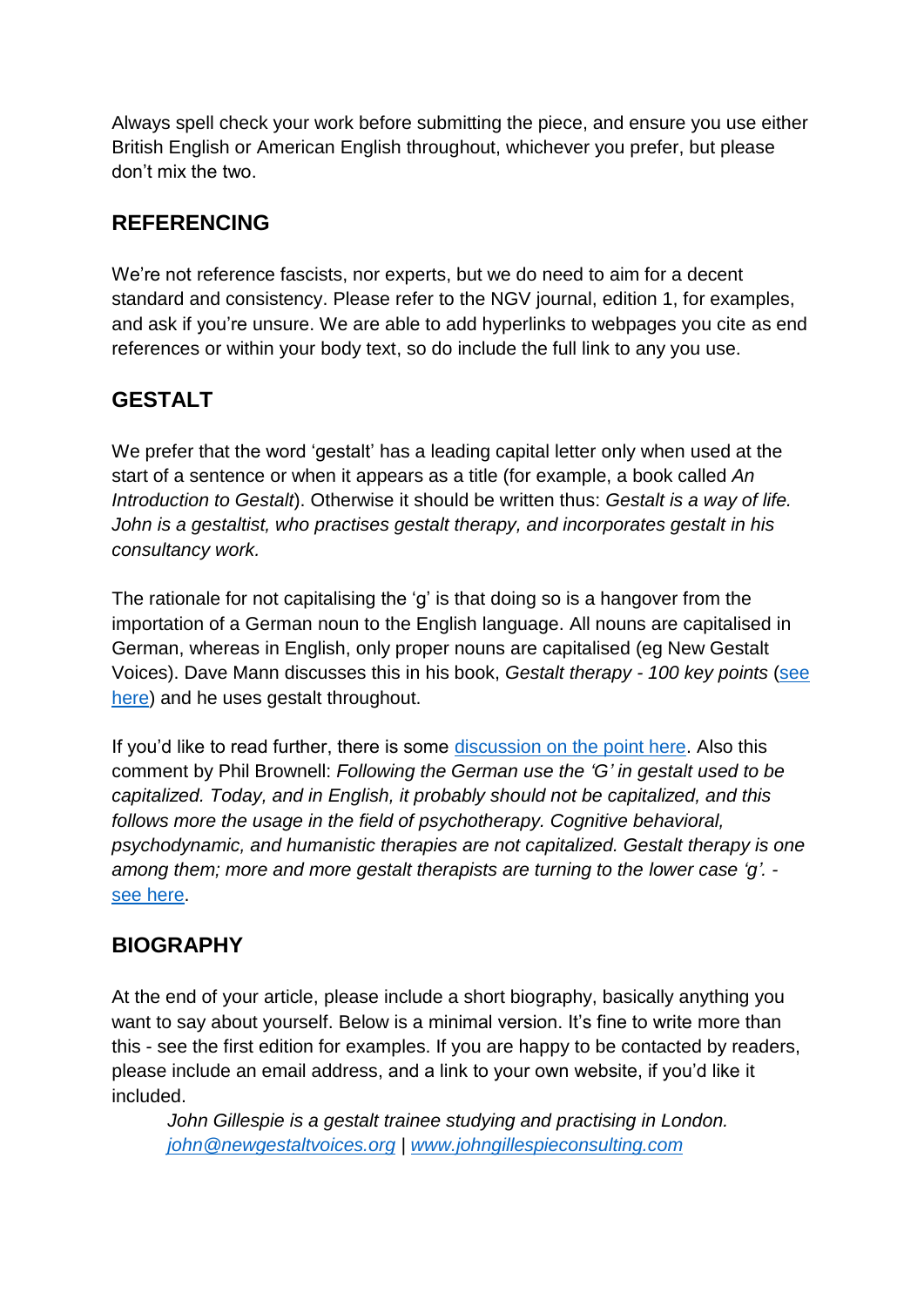Always spell check your work before submitting the piece, and ensure you use either British English or American English throughout, whichever you prefer, but please don't mix the two.

## REFERENCING

We're not reference fascists, nor experts, but we do need to aim for a decent standard and consistency. Please refer to the NGV journal, edition 1, for examples, and ask if you're unsure. We are able to add hyperlinks to webpages you cite as end references or within your body text, so do include the full link to any you use.

## GESTALT

We prefer that the word 'gestalt' has a leading capital letter only when used at the start of a sentence or when it appears as a title (for example, a book called *An Introduction to Gestalt*). Otherwise it should be written thus: *Gestalt is a way of life. John is a gestaltist, who practises gestalt therapy, and incorporates gestalt in his consultancy work.*

The rationale for not capitalising the 'g' is that doing so is a hangover from the importation of a German noun to the English language. All nouns are capitalised in German, whereas in English, only proper nouns are capitalised (eg New Gestalt Voices). Dave Mann discusses this in his book, *Gestalt therapy - 100 key points* (see here) and he uses gestalt throughout.

If you'd like to read further, there is some discussion on the point here. Also this comment by Phil Brownell: *Following the German use the 'G' in gestalt used to be capitalized. Today, and in English, it probably should not be capitalized, and this follows more the usage in the field of psychotherapy. Cognitive behavioral, psychodynamic, and humanistic therapies are not capitalized. Gestalt therapy is one among them; more and more gestalt therapists are turning to the lower case 'g'.* - see here.

## BIOGRAPHY

At the end of your article, please include a short biography, basically anything you want to say about yourself. Below is a minimal version. It's fine to write more than this - see the first edition for examples. If you are happy to be contacted by readers, please include an email address, and a link to your own website, if you'd like it included.

> *John Gillespie is a gestalt trainee studying and practising in London.*
> *john@newgestaltvoices.org* | *www.johngillespieconsulting.com*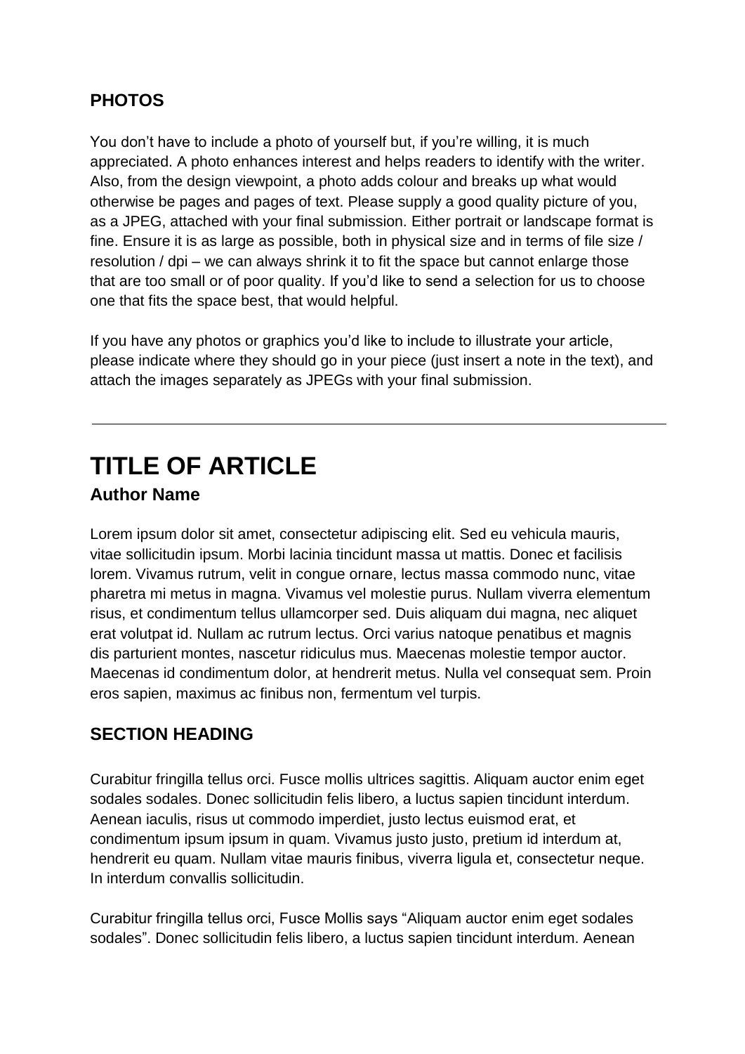### PHOTOS

You don't have to include a photo of yourself but, if you're willing, it is much appreciated. A photo enhances interest and helps readers to identify with the writer. Also, from the design viewpoint, a photo adds colour and breaks up what would otherwise be pages and pages of text. Please supply a good quality picture of you, as a JPEG, attached with your final submission. Either portrait or landscape format is fine. Ensure it is as large as possible, both in physical size and in terms of file size / resolution / dpi – we can always shrink it to fit the space but cannot enlarge those that are too small or of poor quality. If you'd like to send a selection for us to choose one that fits the space best, that would helpful.

If you have any photos or graphics you'd like to include to illustrate your article, please indicate where they should go in your piece (just insert a note in the text), and attach the images separately as JPEGs with your final submission.

---

# TITLE OF ARTICLE

### Author Name

Lorem ipsum dolor sit amet, consectetur adipiscing elit. Sed eu vehicula mauris, vitae sollicitudin ipsum. Morbi lacinia tincidunt massa ut mattis. Donec et facilisis lorem. Vivamus rutrum, velit in congue ornare, lectus massa commodo nunc, vitae pharetra mi metus in magna. Vivamus vel molestie purus. Nullam viverra elementum risus, et condimentum tellus ullamcorper sed. Duis aliquam dui magna, nec aliquet erat volutpat id. Nullam ac rutrum lectus. Orci varius natoque penatibus et magnis dis parturient montes, nascetur ridiculus mus. Maecenas molestie tempor auctor. Maecenas id condimentum dolor, at hendrerit metus. Nulla vel consequat sem. Proin eros sapien, maximus ac finibus non, fermentum vel turpis.

### SECTION HEADING

Curabitur fringilla tellus orci. Fusce mollis ultrices sagittis. Aliquam auctor enim eget sodales sodales. Donec sollicitudin felis libero, a luctus sapien tincidunt interdum. Aenean iaculis, risus ut commodo imperdiet, justo lectus euismod erat, et condimentum ipsum ipsum in quam. Vivamus justo justo, pretium id interdum at, hendrerit eu quam. Nullam vitae mauris finibus, viverra ligula et, consectetur neque. In interdum convallis sollicitudin.

Curabitur fringilla tellus orci, Fusce Mollis says "Aliquam auctor enim eget sodales sodales". Donec sollicitudin felis libero, a luctus sapien tincidunt interdum. Aenean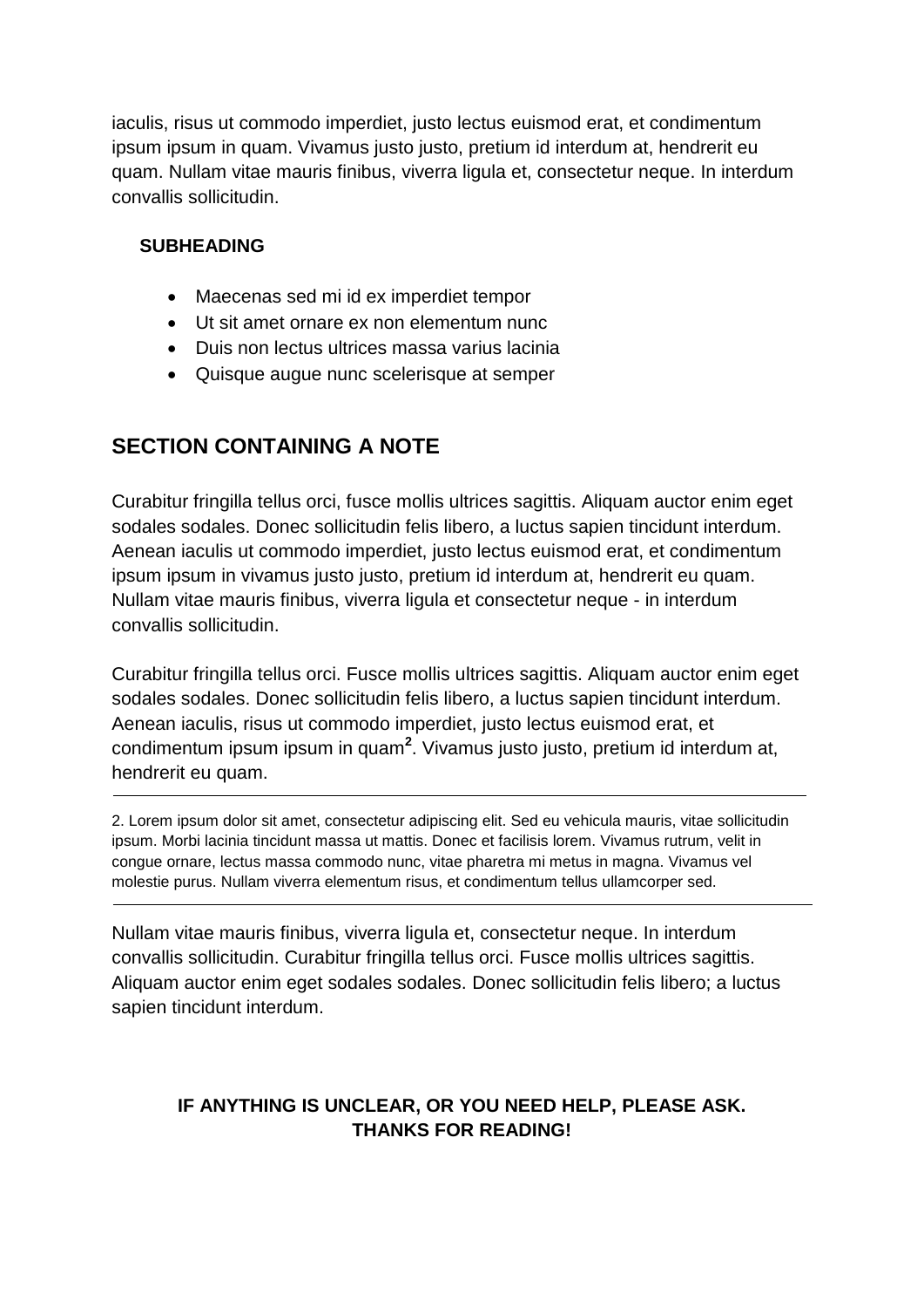iaculis, risus ut commodo imperdiet, justo lectus euismod erat, et condimentum ipsum ipsum in quam. Vivamus justo justo, pretium id interdum at, hendrerit eu quam. Nullam vitae mauris finibus, viverra ligula et, consectetur neque. In interdum convallis sollicitudin.

### SUBHEADING

- Maecenas sed mi id ex imperdiet tempor
- Ut sit amet ornare ex non elementum nunc
- Duis non lectus ultrices massa varius lacinia
- Quisque augue nunc scelerisque at semper

## SECTION CONTAINING A NOTE

Curabitur fringilla tellus orci, fusce mollis ultrices sagittis. Aliquam auctor enim eget sodales sodales. Donec sollicitudin felis libero, a luctus sapien tincidunt interdum. Aenean iaculis ut commodo imperdiet, justo lectus euismod erat, et condimentum ipsum ipsum in vivamus justo justo, pretium id interdum at, hendrerit eu quam. Nullam vitae mauris finibus, viverra ligula et consectetur neque - in interdum convallis sollicitudin.

Curabitur fringilla tellus orci. Fusce mollis ultrices sagittis. Aliquam auctor enim eget sodales sodales. Donec sollicitudin felis libero, a luctus sapien tincidunt interdum. Aenean iaculis, risus ut commodo imperdiet, justo lectus euismod erat, et condimentum ipsum ipsum in quam[2]. Vivamus justo justo, pretium id interdum at, hendrerit eu quam.

---

2. Lorem ipsum dolor sit amet, consectetur adipiscing elit. Sed eu vehicula mauris, vitae sollicitudin ipsum. Morbi lacinia tincidunt massa ut mattis. Donec et facilisis lorem. Vivamus rutrum, velit in congue ornare, lectus massa commodo nunc, vitae pharetra mi metus in magna. Vivamus vel molestie purus. Nullam viverra elementum risus, et condimentum tellus ullamcorper sed.

---

Nullam vitae mauris finibus, viverra ligula et, consectetur neque. In interdum convallis sollicitudin. Curabitur fringilla tellus orci. Fusce mollis ultrices sagittis. Aliquam auctor enim eget sodales sodales. Donec sollicitudin felis libero; a luctus sapien tincidunt interdum.

**IF ANYTHING IS UNCLEAR, OR YOU NEED HELP, PLEASE ASK.**
**THANKS FOR READING!**